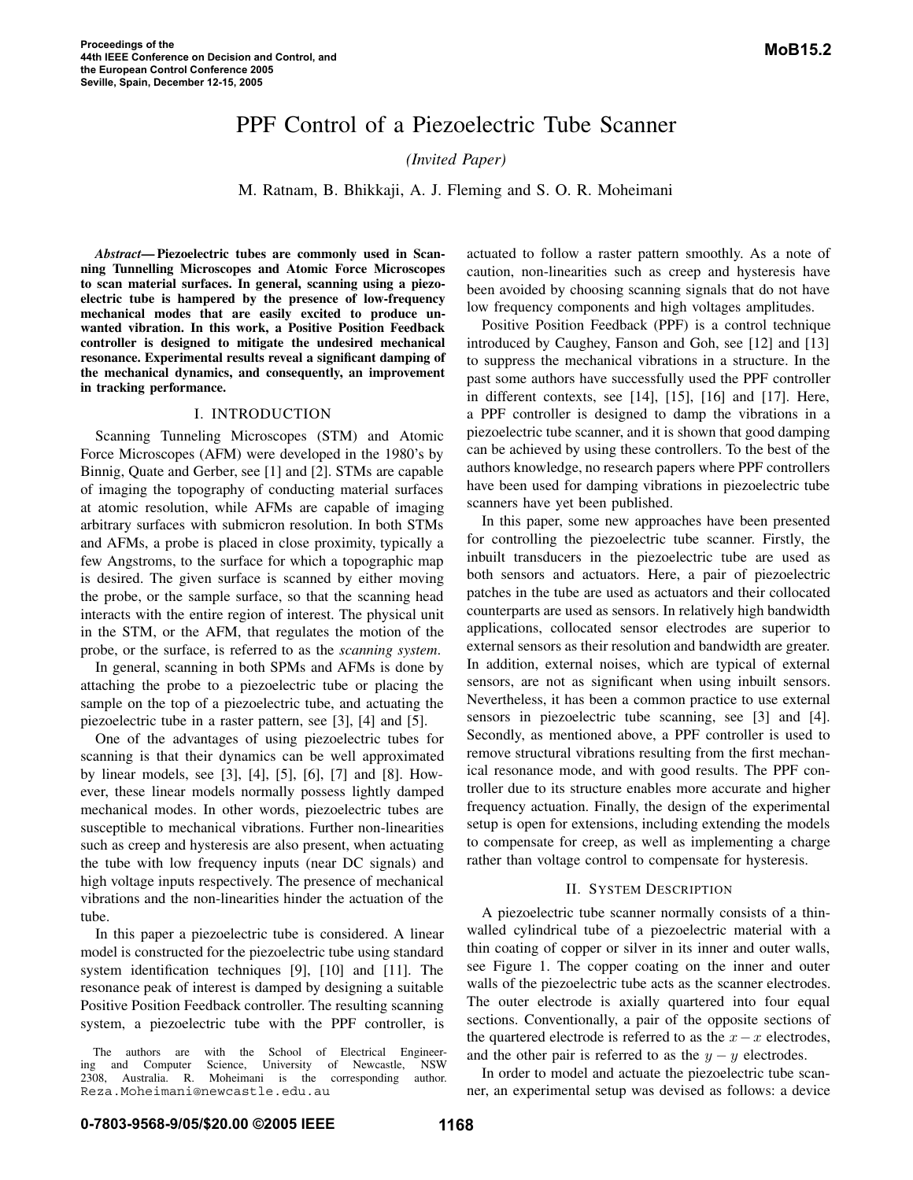# PPF Control of a Piezoelectric Tube Scanner

*(Invited Paper)*

M. Ratnam, B. Bhikkaji, A. J. Fleming and S. O. R. Moheimani

***Abstract*— Piezoelectric tubes are commonly used in Scanning Tunnelling Microscopes and Atomic Force Microscopes to scan material surfaces. In general, scanning using a piezoelectric tube is hampered by the presence of low-frequency mechanical modes that are easily excited to produce unwanted vibration. In this work, a Positive Position Feedback controller is designed to mitigate the undesired mechanical resonance. Experimental results reveal a significant damping of the mechanical dynamics, and consequently, an improvement in tracking performance.**

## I. INTRODUCTION

Scanning Tunneling Microscopes (STM) and Atomic Force Microscopes (AFM) were developed in the 1980's by Binnig, Quate and Gerber, see [1] and [2]. STMs are capable of imaging the topography of conducting material surfaces at atomic resolution, while AFMs are capable of imaging arbitrary surfaces with submicron resolution. In both STMs and AFMs, a probe is placed in close proximity, typically a few Angstroms, to the surface for which a topographic map is desired. The given surface is scanned by either moving the probe, or the sample surface, so that the scanning head interacts with the entire region of interest. The physical unit in the STM, or the AFM, that regulates the motion of the probe, or the surface, is referred to as the *scanning system*.

In general, scanning in both SPMs and AFMs is done by attaching the probe to a piezoelectric tube or placing the sample on the top of a piezoelectric tube, and actuating the piezoelectric tube in a raster pattern, see [3], [4] and [5].

One of the advantages of using piezoelectric tubes for scanning is that their dynamics can be well approximated by linear models, see [3], [4], [5], [6], [7] and [8]. However, these linear models normally possess lightly damped mechanical modes. In other words, piezoelectric tubes are susceptible to mechanical vibrations. Further non-linearities such as creep and hysteresis are also present, when actuating the tube with low frequency inputs (near DC signals) and high voltage inputs respectively. The presence of mechanical vibrations and the non-linearities hinder the actuation of the tube.

In this paper a piezoelectric tube is considered. A linear model is constructed for the piezoelectric tube using standard system identification techniques [9], [10] and [11]. The resonance peak of interest is damped by designing a suitable Positive Position Feedback controller. The resulting scanning system, a piezoelectric tube with the PPF controller, is actuated to follow a raster pattern smoothly. As a note of caution, non-linearities such as creep and hysteresis have been avoided by choosing scanning signals that do not have low frequency components and high voltages amplitudes.

Positive Position Feedback (PPF) is a control technique introduced by Caughey, Fanson and Goh, see [12] and [13] to suppress the mechanical vibrations in a structure. In the past some authors have successfully used the PPF controller in different contexts, see [14], [15], [16] and [17]. Here, a PPF controller is designed to damp the vibrations in a piezoelectric tube scanner, and it is shown that good damping can be achieved by using these controllers. To the best of the authors knowledge, no research papers where PPF controllers have been used for damping vibrations in piezoelectric tube scanners have yet been published.

In this paper, some new approaches have been presented for controlling the piezoelectric tube scanner. Firstly, the inbuilt transducers in the piezoelectric tube are used as both sensors and actuators. Here, a pair of piezoelectric patches in the tube are used as actuators and their collocated counterparts are used as sensors. In relatively high bandwidth applications, collocated sensor electrodes are superior to external sensors as their resolution and bandwidth are greater. In addition, external noises, which are typical of external sensors, are not as significant when using inbuilt sensors. Nevertheless, it has been a common practice to use external sensors in piezoelectric tube scanning, see [3] and [4]. Secondly, as mentioned above, a PPF controller is used to remove structural vibrations resulting from the first mechanical resonance mode, and with good results. The PPF controller due to its structure enables more accurate and higher frequency actuation. Finally, the design of the experimental setup is open for extensions, including extending the models to compensate for creep, as well as implementing a charge rather than voltage control to compensate for hysteresis.

## II. SYSTEM DESCRIPTION

A piezoelectric tube scanner normally consists of a thin-walled cylindrical tube of a piezoelectric material with a thin coating of copper or silver in its inner and outer walls, see Figure 1. The copper coating on the inner and outer walls of the piezoelectric tube acts as the scanner electrodes. The outer electrode is axially quartered into four equal sections. Conventionally, a pair of the opposite sections of the quartered electrode is referred to as the $x - x$ electrodes, and the other pair is referred to as the $y - y$ electrodes.

In order to model and actuate the piezoelectric tube scanner, an experimental setup was devised as follows: a device

The authors are with the School of Electrical Engineering and Computer Science, University of Newcastle, NSW 2308, Australia. R. Moheimani is the corresponding author. Reza.Moheimani@newcastle.edu.au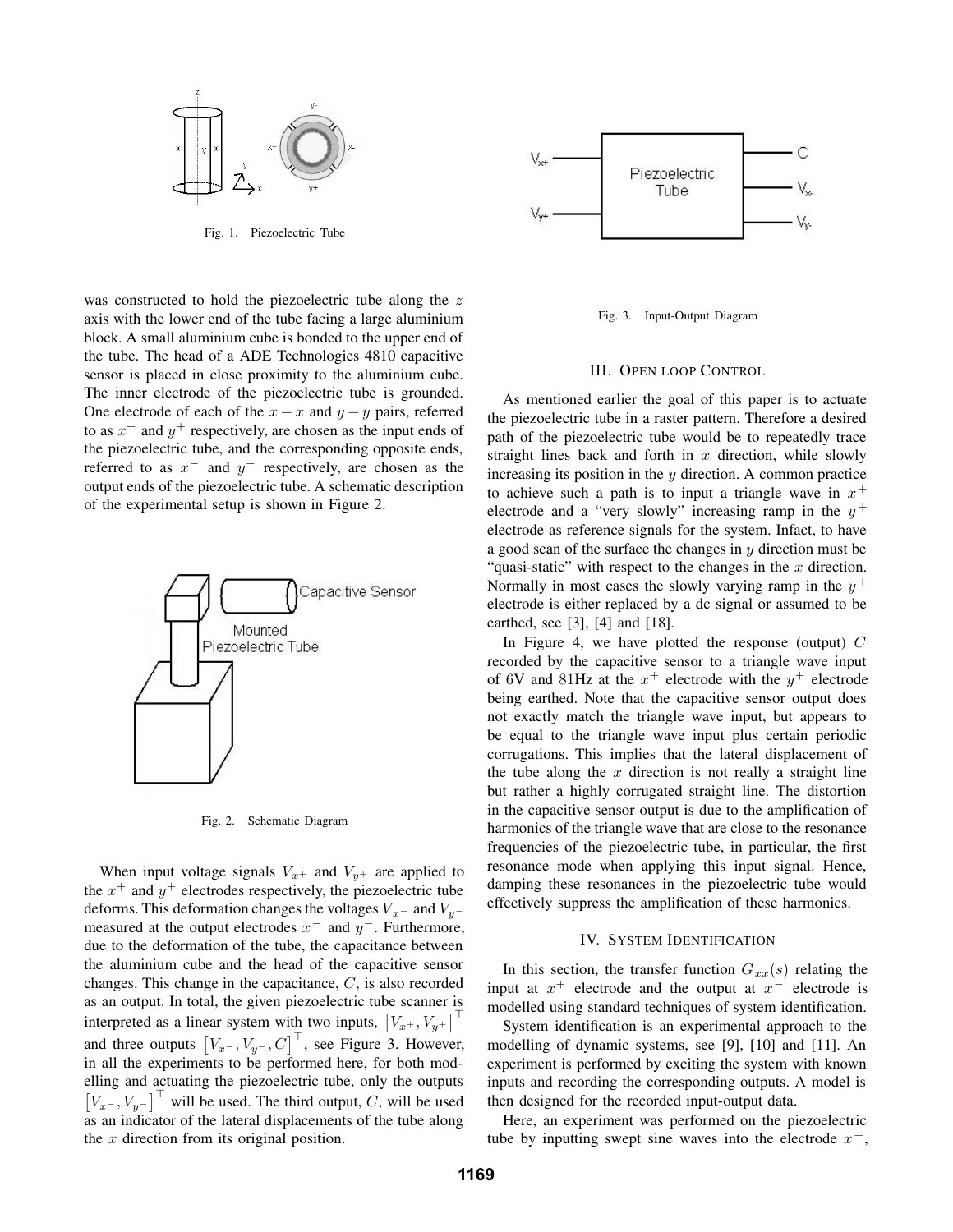Fig. 1. Piezoelectric Tube

was constructed to hold the piezoelectric tube along the $z$ axis with the lower end of the tube facing a large aluminium block. A small aluminium cube is bonded to the upper end of the tube. The head of a ADE Technologies 4810 capacitive sensor is placed in close proximity to the aluminium cube. The inner electrode of the piezoelectric tube is grounded. One electrode of each of the $x-x$ and $y-y$ pairs, referred to as $x^+$ and $y^+$ respectively, are chosen as the input ends of the piezoelectric tube, and the corresponding opposite ends, referred to as $x^-$ and $y^-$ respectively, are chosen as the output ends of the piezoelectric tube. A schematic description of the experimental setup is shown in Figure 2.

Fig. 2. Schematic Diagram

When input voltage signals $V_{x^+}$ and $V_{y^+}$ are applied to the $x^+$ and $y^+$ electrodes respectively, the piezoelectric tube deforms. This deformation changes the voltages $V_{x^-}$ and $V_{y^-}$ measured at the output electrodes $x^-$ and $y^-$. Furthermore, due to the deformation of the tube, the capacitance between the aluminium cube and the head of the capacitive sensor changes. This change in the capacitance, $C$, is also recorded as an output. In total, the given piezoelectric tube scanner is interpreted as a linear system with two inputs, $\left[V_{x^+}, V_{y^+}\right]^\top$ and three outputs $\left[V_{x^-}, V_{y^-}, C\right]^\top$, see Figure 3. However, in all the experiments to be performed here, for both modelling and actuating the piezoelectric tube, only the outputs $\left[V_{x^-}, V_{y^-}\right]^\top$ will be used. The third output, $C$, will be used as an indicator of the lateral displacements of the tube along the $x$ direction from its original position.

Fig. 3. Input-Output Diagram

## III. Open loop Control

As mentioned earlier the goal of this paper is to actuate the piezoelectric tube in a raster pattern. Therefore a desired path of the piezoelectric tube would be to repeatedly trace straight lines back and forth in $x$ direction, while slowly increasing its position in the $y$ direction. A common practice to achieve such a path is to input a triangle wave in $x^+$ electrode and a "very slowly" increasing ramp in the $y^+$ electrode as reference signals for the system. Infact, to have a good scan of the surface the changes in $y$ direction must be "quasi-static" with respect to the changes in the $x$ direction. Normally in most cases the slowly varying ramp in the $y^+$ electrode is either replaced by a dc signal or assumed to be earthed, see [3], [4] and [18].

In Figure 4, we have plotted the response (output) $C$ recorded by the capacitive sensor to a triangle wave input of 6V and 81Hz at the $x^+$ electrode with the $y^+$ electrode being earthed. Note that the capacitive sensor output does not exactly match the triangle wave input, but appears to be equal to the triangle wave input plus certain periodic corrugations. This implies that the lateral displacement of the tube along the $x$ direction is not really a straight line but rather a highly corrugated straight line. The distortion in the capacitive sensor output is due to the amplification of harmonics of the triangle wave that are close to the resonance frequencies of the piezoelectric tube, in particular, the first resonance mode when applying this input signal. Hence, damping these resonances in the piezoelectric tube would effectively suppress the amplification of these harmonics.

## IV. System Identification

In this section, the transfer function $G_{xx}(s)$ relating the input at $x^+$ electrode and the output at $x^-$ electrode is modelled using standard techniques of system identification.

System identification is an experimental approach to the modelling of dynamic systems, see [9], [10] and [11]. An experiment is performed by exciting the system with known inputs and recording the corresponding outputs. A model is then designed for the recorded input-output data.

Here, an experiment was performed on the piezoelectric tube by inputting swept sine waves into the electrode $x^+$,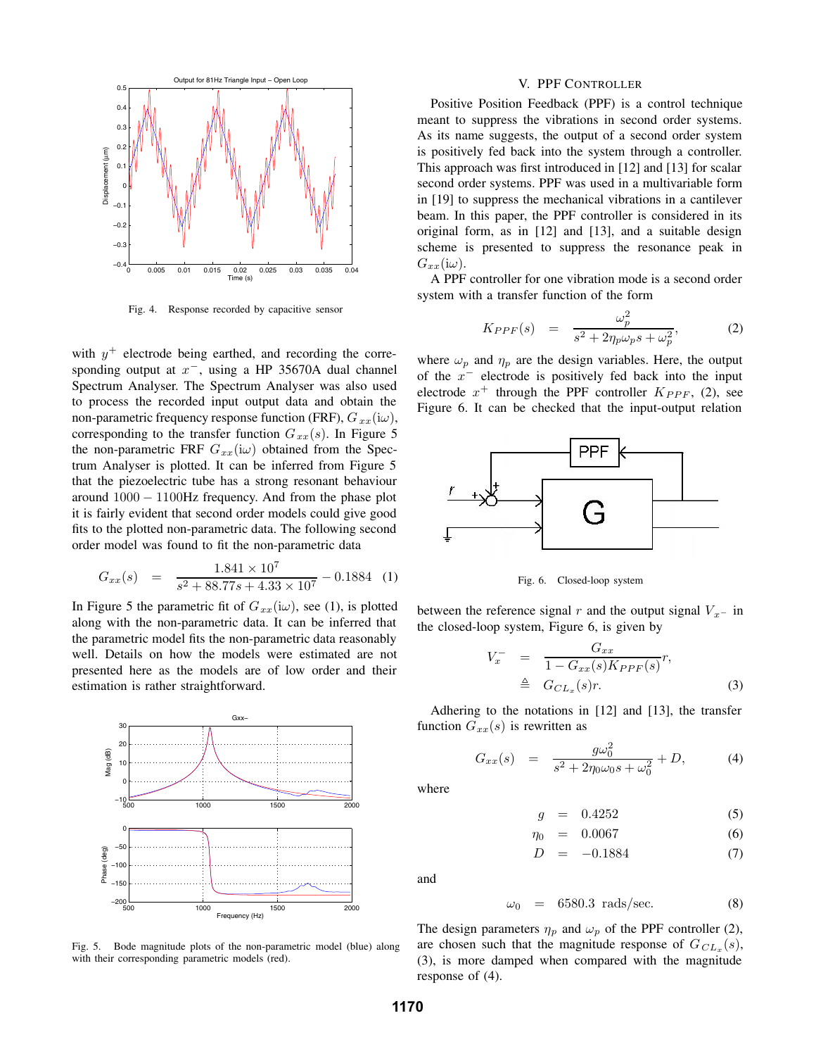Fig. 4. Response recorded by capacitive sensor

with $y^+$ electrode being earthed, and recording the corresponding output at $x^-$, using a HP 35670A dual channel Spectrum Analyser. The Spectrum Analyser was also used to process the recorded input output data and obtain the non-parametric frequency response function (FRF), $G_{xx}(i\omega)$, corresponding to the transfer function $G_{xx}(s)$. In Figure 5 the non-parametric FRF $G_{xx}(i\omega)$ obtained from the Spectrum Analyser is plotted. It can be inferred from Figure 5 that the piezoelectric tube has a strong resonant behaviour around $1000-1100$Hz frequency. And from the phase plot it is fairly evident that second order models could give good fits to the plotted non-parametric data. The following second order model was found to fit the non-parametric data

$$G_{xx}(s) = \frac{1.841 \times 10^7}{s^2 + 88.77s + 4.33 \times 10^7} - 0.1884 \quad (1)$$

In Figure 5 the parametric fit of $G_{xx}(i\omega)$, see (1), is plotted along with the non-parametric data. It can be inferred that the parametric model fits the non-parametric data reasonably well. Details on how the models were estimated are not presented here as the models are of low order and their estimation is rather straightforward.

Fig. 5. Bode magnitude plots of the non-parametric model (blue) along with their corresponding parametric models (red).

## V. PPF Controller

Positive Position Feedback (PPF) is a control technique meant to suppress the vibrations in second order systems. As its name suggests, the output of a second order system is positively fed back into the system through a controller. This approach was first introduced in [12] and [13] for scalar second order systems. PPF was used in a multivariable form in [19] to suppress the mechanical vibrations in a cantilever beam. In this paper, the PPF controller is considered in its original form, as in [12] and [13], and a suitable design scheme is presented to suppress the resonance peak in $G_{xx}(i\omega)$.

A PPF controller for one vibration mode is a second order system with a transfer function of the form

$$K_{PPF}(s) = \frac{\omega_p^2}{s^2 + 2\eta_p\omega_p s + \omega_p^2}, \quad (2)$$

where $\omega_p$ and $\eta_p$ are the design variables. Here, the output of the $x^-$ electrode is positively fed back into the input electrode $x^+$ through the PPF controller $K_{PPF}$, (2), see Figure 6. It can be checked that the input-output relation

Fig. 6. Closed-loop system

between the reference signal $r$ and the output signal $V_{x^-}$ in the closed-loop system, Figure 6, is given by

$$\begin{aligned} V_x^- &= \frac{G_{xx}}{1 - G_{xx}(s)K_{PPF}(s)} r, \\ &\triangleq G_{CL_x}(s) r. \end{aligned} \quad (3)$$

Adhering to the notations in [12] and [13], the transfer function $G_{xx}(s)$ is rewritten as

$$G_{xx}(s) = \frac{g\omega_0^2}{s^2 + 2\eta_0\omega_0 s + \omega_0^2} + D, \quad (4)$$

where

$$g = 0.4252 \quad (5)$$

$$\eta_0 = 0.0067 \quad (6)$$

$$D = -0.1884 \quad (7)$$

and

$$\omega_0 = 6580.3 \text{ rads/sec.} \quad (8)$$

The design parameters $\eta_p$ and $\omega_p$ of the PPF controller (2), are chosen such that the magnitude response of $G_{CL_x}(s)$, (3), is more damped when compared with the magnitude response of (4).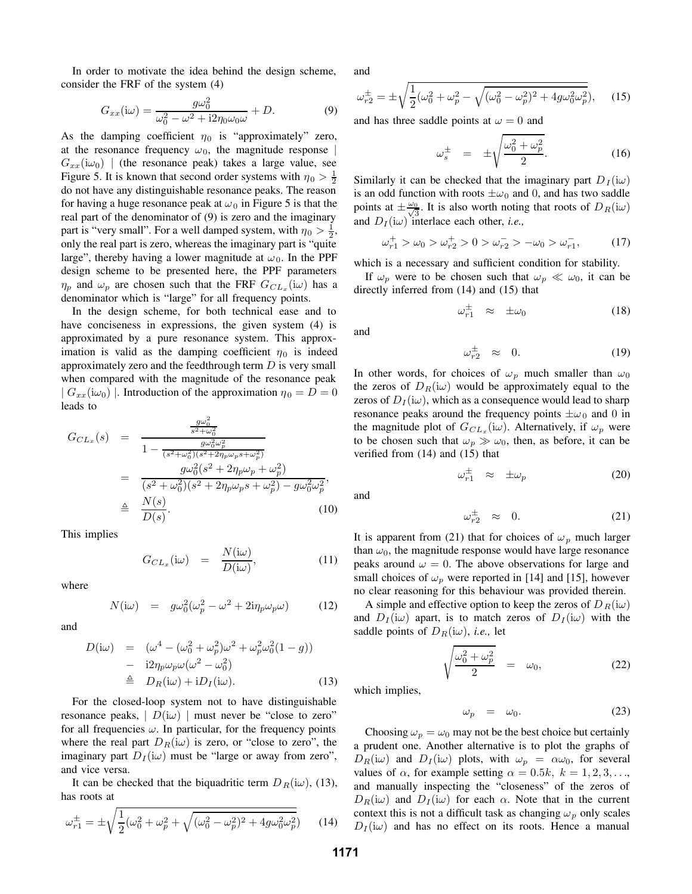In order to motivate the idea behind the design scheme, consider the FRF of the system (4)

$$G_{xx}(\mathrm{i}\omega) = \frac{g\omega_0^2}{\omega_0^2 - \omega^2 + \mathrm{i}2\eta_0\omega_0\omega} + D. \tag{9}$$

As the damping coefficient $\eta_0$ is "approximately" zero, at the resonance frequency $\omega_0$, the magnitude response $\mid G_{xx}(\mathrm{i}\omega_0) \mid$ (the resonance peak) takes a large value, see Figure 5. It is known that second order systems with $\eta_0 > \frac{1}{2}$ do not have any distinguishable resonance peaks. The reason for having a huge resonance peak at $\omega_0$ in Figure 5 is that the real part of the denominator of (9) is zero and the imaginary part is "very small". For a well damped system, with $\eta_0 > \frac{1}{2}$, only the real part is zero, whereas the imaginary part is "quite large", thereby having a lower magnitude at $\omega_0$. In the PPF design scheme to be presented here, the PPF parameters $\eta_p$ and $\omega_p$ are chosen such that the FRF $G_{CL_x}(\mathrm{i}\omega)$ has a denominator which is "large" for all frequency points.

In the design scheme, for both technical ease and to have conciseness in expressions, the given system (4) is approximated by a pure resonance system. This approximation is valid as the damping coefficient $\eta_0$ is indeed approximately zero and the feedthrough term $D$ is very small when compared with the magnitude of the resonance peak $\mid G_{xx}(\mathrm{i}\omega_0) \mid$. Introduction of the approximation $\eta_0 = D = 0$ leads to

$$\begin{aligned} G_{CL_x}(s) &= \frac{\frac{g\omega_0^2}{s^2+\omega_0^2}}{1 - \frac{g\omega_0^2\omega_p^2}{(s^2+\omega_0^2)(s^2+2\eta_p\omega_p s+\omega_p^2)}} \\ &= \frac{g\omega_0^2(s^2 + 2\eta_p\omega_p + \omega_p^2)}{(s^2+\omega_0^2)(s^2+2\eta_p\omega_p s+\omega_p^2) - g\omega_0^2\omega_p^2}, \\ &\triangleq \frac{N(s)}{D(s)}. \end{aligned} \tag{10}$$

This implies

$$G_{CL_x}(\mathrm{i}\omega) = \frac{N(\mathrm{i}\omega)}{D(\mathrm{i}\omega)}, \tag{11}$$

where

$$N(\mathrm{i}\omega) = g\omega_0^2(\omega_p^2 - \omega^2 + 2\mathrm{i}\eta_p\omega_p\omega) \tag{12}$$

and

$$\begin{aligned} D(\mathrm{i}\omega) &= (\omega^4 - (\omega_0^2 + \omega_p^2)\omega^2 + \omega_p^2\omega_0^2(1-g)) \\ &- \mathrm{i}2\eta_p\omega_p\omega(\omega^2 - \omega_0^2) \\ &\triangleq D_R(\mathrm{i}\omega) + \mathrm{i}D_I(\mathrm{i}\omega). \end{aligned} \tag{13}$$

For the closed-loop system not to have distinguishable resonance peaks, $\mid D(\mathrm{i}\omega) \mid$ must never be "close to zero" for all frequencies $\omega$. In particular, for the frequency points where the real part $D_R(\mathrm{i}\omega)$ is zero, or "close to zero", the imaginary part $D_I(\mathrm{i}\omega)$ must be "large or away from zero", and vice versa.

It can be checked that the biquadritic term $D_R(\mathrm{i}\omega)$, (13), has roots at

$$\omega_{r1}^{\pm} = \pm\sqrt{\frac{1}{2}(\omega_0^2 + \omega_p^2 + \sqrt{(\omega_0^2 - \omega_p^2)^2 + 4g\omega_0^2\omega_p^2})} \tag{14}$$

and

$$\omega_{r2}^{\pm} = \pm\sqrt{\frac{1}{2}(\omega_0^2 + \omega_p^2 - \sqrt{(\omega_0^2 - \omega_p^2)^2 + 4g\omega_0^2\omega_p^2})}, \tag{15}$$

and has three saddle points at $\omega = 0$ and

$$\omega_s^{\pm} = \pm\sqrt{\frac{\omega_0^2 + \omega_p^2}{2}}. \tag{16}$$

Similarly it can be checked that the imaginary part $D_I(\mathrm{i}\omega)$ is an odd function with roots $\pm\omega_0$ and $0$, and has two saddle points at $\pm\frac{\omega_0}{\sqrt{3}}$. It is also worth noting that roots of $D_R(\mathrm{i}\omega)$ and $D_I(\mathrm{i}\omega)$ interlace each other, *i.e.,*

$$\omega_{r1}^{+} > \omega_0 > \omega_{r2}^{+} > 0 > \omega_{r2}^{-} > -\omega_0 > \omega_{r1}^{-}, \tag{17}$$

which is a necessary and sufficient condition for stability.

If $\omega_p$ were to be chosen such that $\omega_p \ll \omega_0$, it can be directly inferred from (14) and (15) that

$$\omega_{r1}^{\pm} \approx \pm\omega_0 \tag{18}$$

and

$$\omega_{r2}^{\pm} \approx 0. \tag{19}$$

In other words, for choices of $\omega_p$ much smaller than $\omega_0$ the zeros of $D_R(\mathrm{i}\omega)$ would be approximately equal to the zeros of $D_I(\mathrm{i}\omega)$, which as a consequence would lead to sharp resonance peaks around the frequency points $\pm\omega_0$ and $0$ in the magnitude plot of $G_{CL_x}(\mathrm{i}\omega)$. Alternatively, if $\omega_p$ were to be chosen such that $\omega_p \gg \omega_0$, then, as before, it can be verified from (14) and (15) that

$$\omega_{r1}^{\pm} \approx \pm\omega_p \tag{20}$$

and

$$\omega_{r2}^{\pm} \approx 0. \tag{21}$$

It is apparent from (21) that for choices of $\omega_p$ much larger than $\omega_0$, the magnitude response would have large resonance peaks around $\omega = 0$. The above observations for large and small choices of $\omega_p$ were reported in [14] and [15], however no clear reasoning for this behaviour was provided therein.

A simple and effective option to keep the zeros of $D_R(\mathrm{i}\omega)$ and $D_I(\mathrm{i}\omega)$ apart, is to match zeros of $D_I(\mathrm{i}\omega)$ with the saddle points of $D_R(\mathrm{i}\omega)$, *i.e.,* let

$$\sqrt{\frac{\omega_0^2 + \omega_p^2}{2}} = \omega_0, \tag{22}$$

which implies,

$$\omega_p = \omega_0. \tag{23}$$

Choosing $\omega_p = \omega_0$ may not be the best choice but certainly a prudent one. Another alternative is to plot the graphs of $D_R(\mathrm{i}\omega)$ and $D_I(\mathrm{i}\omega)$ plots, with $\omega_p = \alpha\omega_0$, for several values of $\alpha$, for example setting $\alpha = 0.5k,\ k = 1, 2, 3, \ldots$, and manually inspecting the "closeness" of the zeros of $D_R(\mathrm{i}\omega)$ and $D_I(\mathrm{i}\omega)$ for each $\alpha$. Note that in the current context this is not a difficult task as changing $\omega_p$ only scales $D_I(\mathrm{i}\omega)$ and has no effect on its roots. Hence a manual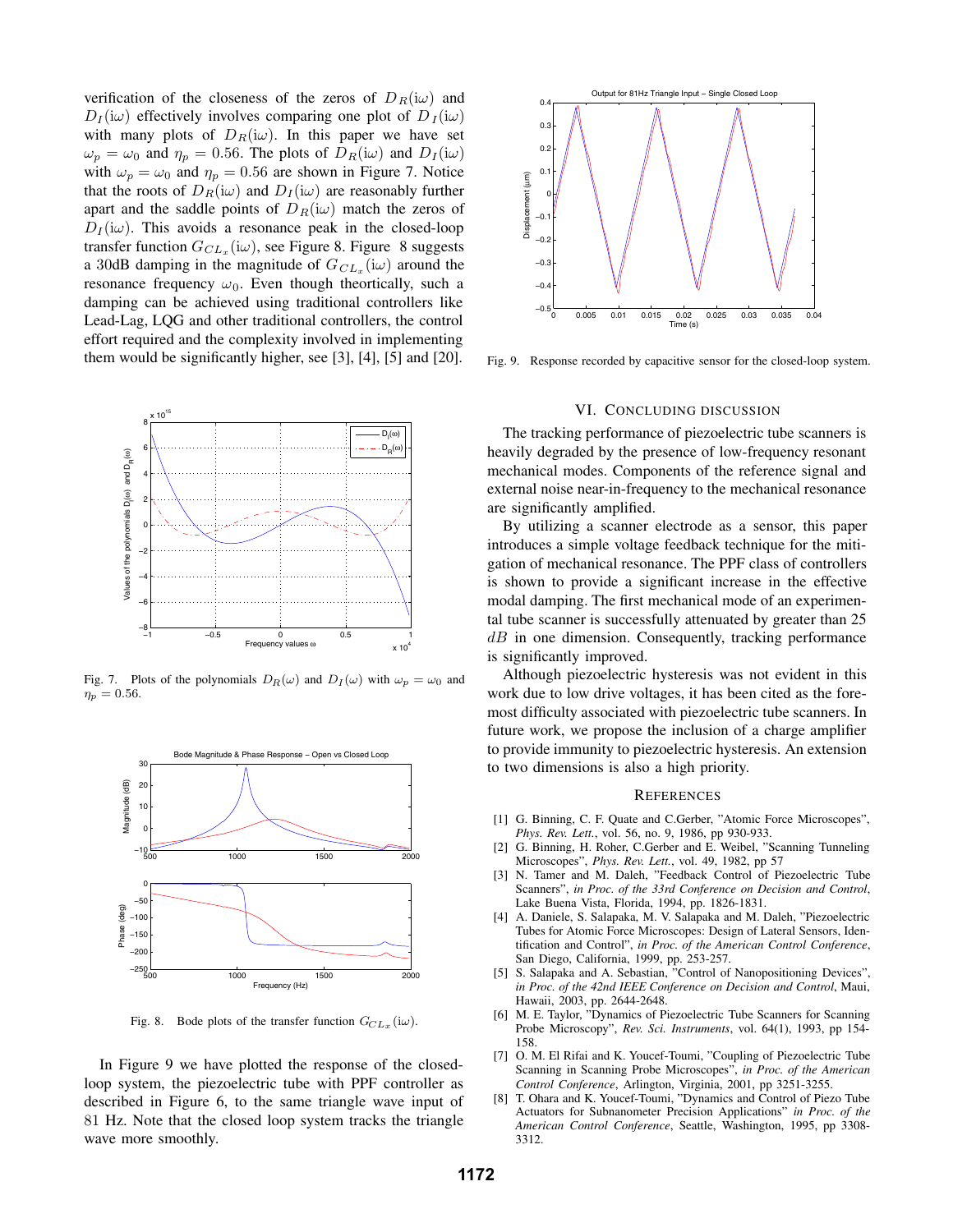verification of the closeness of the zeros of $D_R(\mathrm{i}\omega)$ and $D_I(\mathrm{i}\omega)$ effectively involves comparing one plot of $D_I(\mathrm{i}\omega)$ with many plots of $D_R(\mathrm{i}\omega)$. In this paper we have set $\omega_p = \omega_0$ and $\eta_p = 0.56$. The plots of $D_R(\mathrm{i}\omega)$ and $D_I(\mathrm{i}\omega)$ with $\omega_p = \omega_0$ and $\eta_p = 0.56$ are shown in Figure 7. Notice that the roots of $D_R(\mathrm{i}\omega)$ and $D_I(\mathrm{i}\omega)$ are reasonably further apart and the saddle points of $D_R(\mathrm{i}\omega)$ match the zeros of $D_I(\mathrm{i}\omega)$. This avoids a resonance peak in the closed-loop transfer function $G_{CL_x}(\mathrm{i}\omega)$, see Figure 8. Figure 8 suggests a 30dB damping in the magnitude of $G_{CL_x}(\mathrm{i}\omega)$ around the resonance frequency $\omega_0$. Even though theortically, such a damping can be achieved using traditional controllers like Lead-Lag, LQG and other traditional controllers, the control effort required and the complexity involved in implementing them would be significantly higher, see [3], [4], [5] and [20].

Fig. 7. Plots of the polynomials $D_R(\omega)$ and $D_I(\omega)$ with $\omega_p = \omega_0$ and $\eta_p = 0.56$.

Fig. 8. Bode plots of the transfer function $G_{CL_x}(\mathrm{i}\omega)$.

In Figure 9 we have plotted the response of the closed-loop system, the piezoelectric tube with PPF controller as described in Figure 6, to the same triangle wave input of 81 Hz. Note that the closed loop system tracks the triangle wave more smoothly.

Fig. 9. Response recorded by capacitive sensor for the closed-loop system.

## VI. Concluding Discussion

The tracking performance of piezoelectric tube scanners is heavily degraded by the presence of low-frequency resonant mechanical modes. Components of the reference signal and external noise near-in-frequency to the mechanical resonance are significantly amplified.

By utilizing a scanner electrode as a sensor, this paper introduces a simple voltage feedback technique for the mitigation of mechanical resonance. The PPF class of controllers is shown to provide a significant increase in the effective modal damping. The first mechanical mode of an experimental tube scanner is successfully attenuated by greater than 25 $dB$ in one dimension. Consequently, tracking performance is significantly improved.

Although piezoelectric hysteresis was not evident in this work due to low drive voltages, it has been cited as the foremost difficulty associated with piezoelectric tube scanners. In future work, we propose the inclusion of a charge amplifier to provide immunity to piezoelectric hysteresis. An extension to two dimensions is also a high priority.

## References

[1] G. Binning, C. F. Quate and C.Gerber, "Atomic Force Microscopes", *Phys. Rev. Lett.*, vol. 56, no. 9, 1986, pp 930-933.

[2] G. Binning, H. Roher, C.Gerber and E. Weibel, "Scanning Tunneling Microscopes", *Phys. Rev. Lett.*, vol. 49, 1982, pp 57

[3] N. Tamer and M. Daleh, "Feedback Control of Piezoelectric Tube Scanners", *in Proc. of the 33rd Conference on Decision and Control*, Lake Buena Vista, Florida, 1994, pp. 1826-1831.

[4] A. Daniele, S. Salapaka, M. V. Salapaka and M. Daleh, "Piezoelectric Tubes for Atomic Force Microscopes: Design of Lateral Sensors, Identification and Control", *in Proc. of the American Control Conference*, San Diego, California, 1999, pp. 253-257.

[5] S. Salapaka and A. Sebastian, "Control of Nanopositioning Devices", *in Proc. of the 42nd IEEE Conference on Decision and Control*, Maui, Hawaii, 2003, pp. 2644-2648.

[6] M. E. Taylor, "Dynamics of Piezoelectric Tube Scanners for Scanning Probe Microscopy", *Rev. Sci. Instruments*, vol. 64(1), 1993, pp 154-158.

[7] O. M. El Rifai and K. Youcef-Toumi, "Coupling of Piezoelectric Tube Scanning in Scanning Probe Microscopes", *in Proc. of the American Control Conference*, Arlington, Virginia, 2001, pp 3251-3255.

[8] T. Ohara and K. Youcef-Toumi, "Dynamics and Control of Piezo Tube Actuators for Subnanometer Precision Applications" *in Proc. of the American Control Conference*, Seattle, Washington, 1995, pp 3308-3312.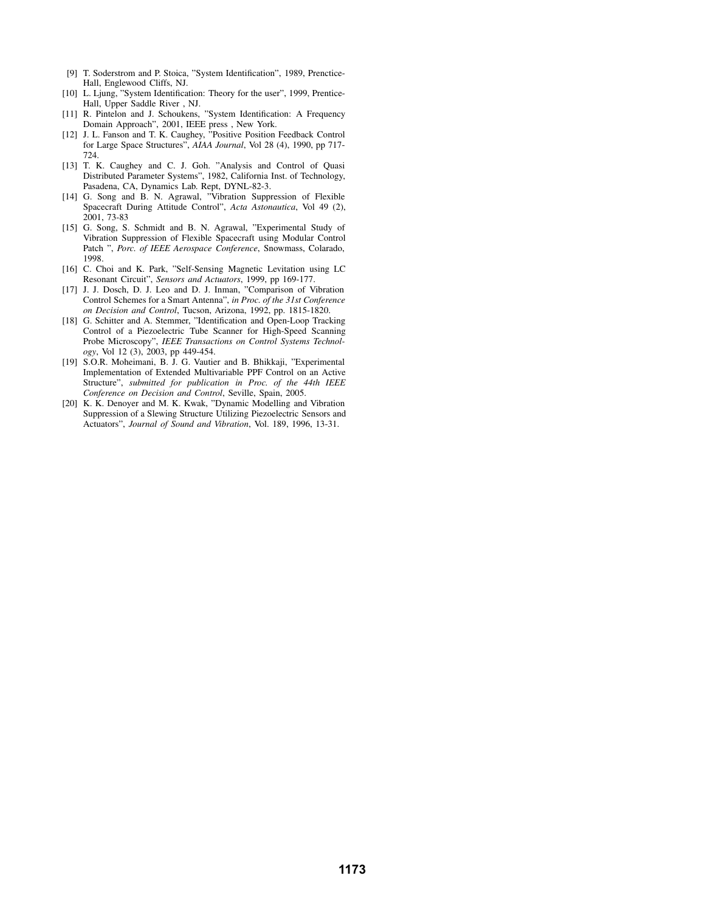[9] T. Soderstrom and P. Stoica, "System Identification", 1989, Prenctice-Hall, Englewood Cliffs, NJ.

[10] L. Ljung, "System Identification: Theory for the user", 1999, Prentice-Hall, Upper Saddle River , NJ.

[11] R. Pintelon and J. Schoukens, "System Identification: A Frequency Domain Approach", 2001, IEEE press , New York.

[12] J. L. Fanson and T. K. Caughey, "Positive Position Feedback Control for Large Space Structures", *AIAA Journal*, Vol 28 (4), 1990, pp 717-724.

[13] T. K. Caughey and C. J. Goh. "Analysis and Control of Quasi Distributed Parameter Systems", 1982, California Inst. of Technology, Pasadena, CA, Dynamics Lab. Rept, DYNL-82-3.

[14] G. Song and B. N. Agrawal, "Vibration Suppression of Flexible Spacecraft During Attitude Control", *Acta Astonautica*, Vol 49 (2), 2001, 73-83

[15] G. Song, S. Schmidt and B. N. Agrawal, "Experimental Study of Vibration Suppression of Flexible Spacecraft using Modular Control Patch ", *Porc. of IEEE Aerospace Conference*, Snowmass, Colarado, 1998.

[16] C. Choi and K. Park, "Self-Sensing Magnetic Levitation using LC Resonant Circuit", *Sensors and Actuators*, 1999, pp 169-177.

[17] J. J. Dosch, D. J. Leo and D. J. Inman, "Comparison of Vibration Control Schemes for a Smart Antenna", *in Proc. of the 31st Conference on Decision and Control*, Tucson, Arizona, 1992, pp. 1815-1820.

[18] G. Schitter and A. Stemmer, "Identification and Open-Loop Tracking Control of a Piezoelectric Tube Scanner for High-Speed Scanning Probe Microscopy", *IEEE Transactions on Control Systems Technology*, Vol 12 (3), 2003, pp 449-454.

[19] S.O.R. Moheimani, B. J. G. Vautier and B. Bhikkaji, "Experimental Implementation of Extended Multivariable PPF Control on an Active Structure", *submitted for publication in Proc. of the 44th IEEE Conference on Decision and Control*, Seville, Spain, 2005.

[20] K. K. Denoyer and M. K. Kwak, "Dynamic Modelling and Vibration Suppression of a Slewing Structure Utilizing Piezoelectric Sensors and Actuators", *Journal of Sound and Vibration*, Vol. 189, 1996, 13-31.